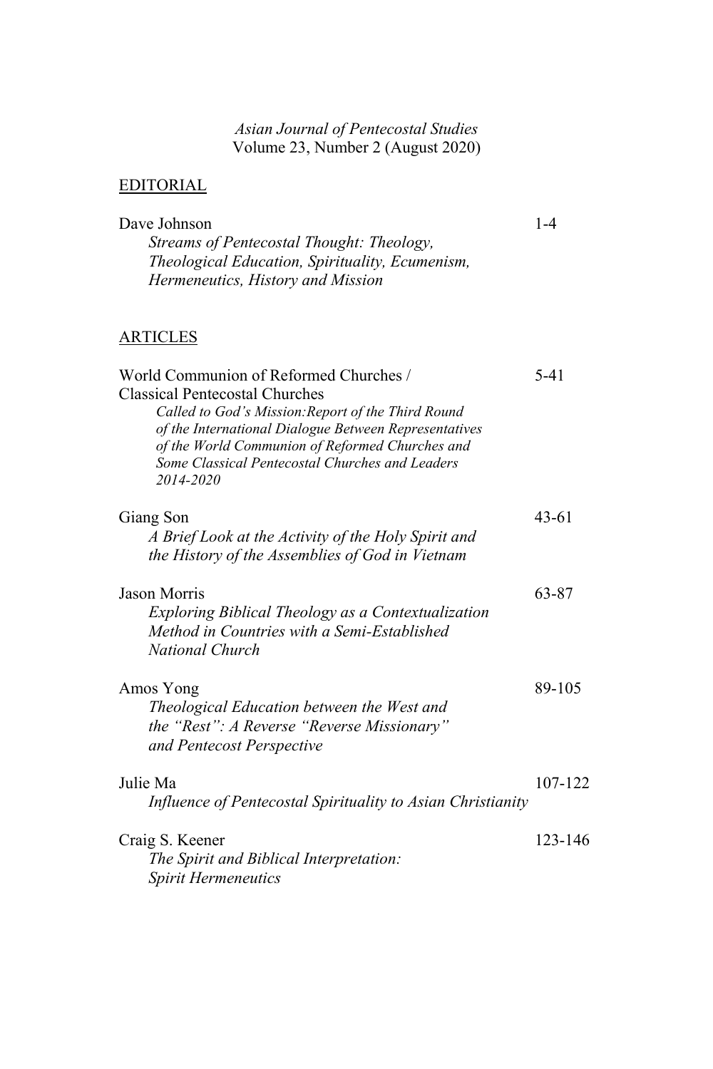*Asian Journal of Pentecostal Studies*
Volume 23, Number 2 (August 2020)

## EDITORIAL

Dave Johnson — 1-4
*Streams of Pentecostal Thought: Theology, Theological Education, Spirituality, Ecumenism, Hermeneutics, History and Mission*

## ARTICLES

World Communion of Reformed Churches / Classical Pentecostal Churches — 5-41
*Called to God's Mission:Report of the Third Round of the International Dialogue Between Representatives of the World Communion of Reformed Churches and Some Classical Pentecostal Churches and Leaders 2014-2020*

Giang Son — 43-61
*A Brief Look at the Activity of the Holy Spirit and the History of the Assemblies of God in Vietnam*

Jason Morris — 63-87
*Exploring Biblical Theology as a Contextualization Method in Countries with a Semi-Established National Church*

Amos Yong — 89-105
*Theological Education between the West and the "Rest": A Reverse "Reverse Missionary" and Pentecost Perspective*

Julie Ma — 107-122
*Influence of Pentecostal Spirituality to Asian Christianity*

Craig S. Keener — 123-146
*The Spirit and Biblical Interpretation: Spirit Hermeneutics*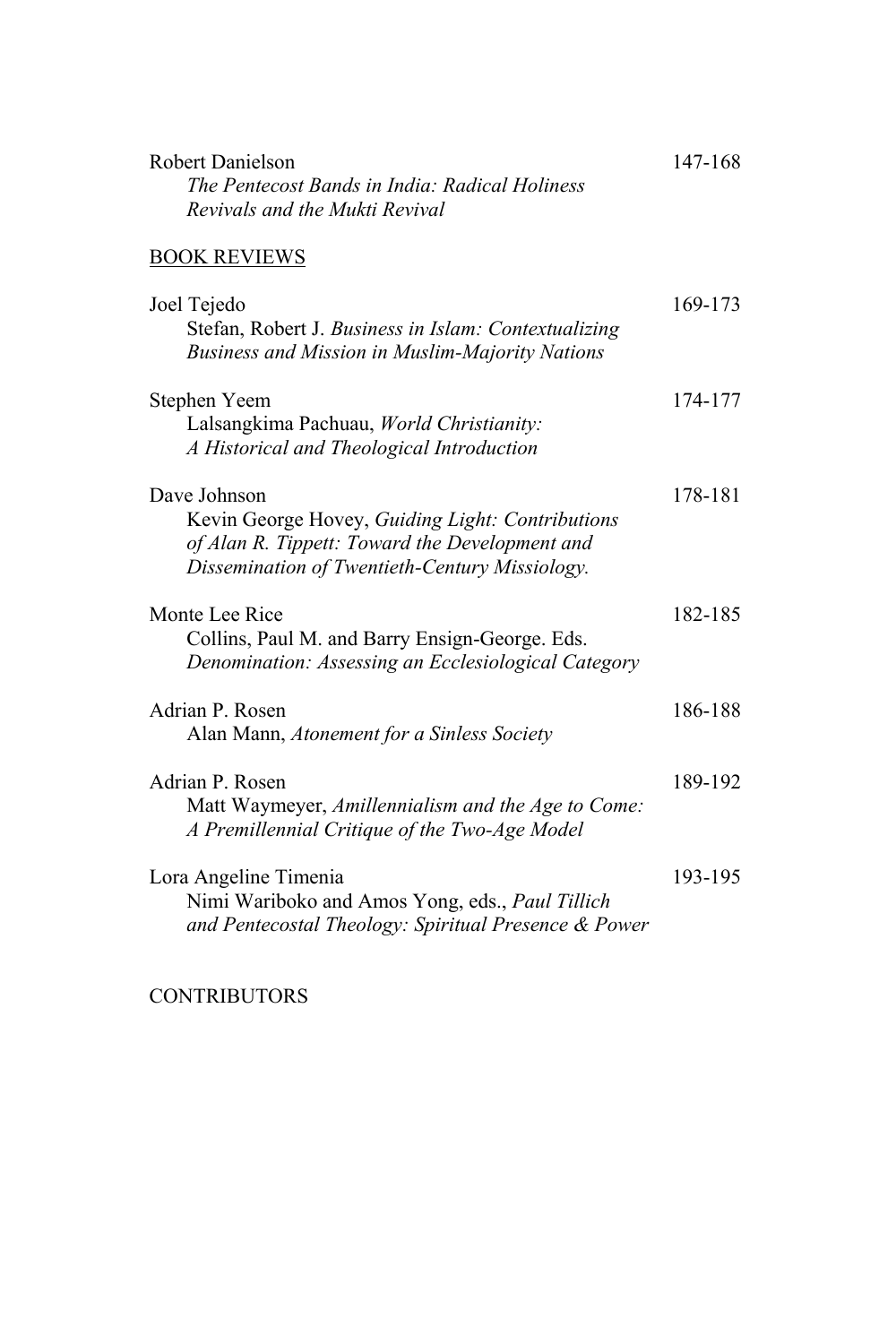Robert Danielson — 147-168
*The Pentecost Bands in India: Radical Holiness Revivals and the Mukti Revival*

BOOK REVIEWS

Joel Tejedo — 169-173
Stefan, Robert J. *Business in Islam: Contextualizing Business and Mission in Muslim-Majority Nations*

Stephen Yeem — 174-177
Lalsangkima Pachuau, *World Christianity: A Historical and Theological Introduction*

Dave Johnson — 178-181
Kevin George Hovey, *Guiding Light: Contributions of Alan R. Tippett: Toward the Development and Dissemination of Twentieth-Century Missiology.*

Monte Lee Rice — 182-185
Collins, Paul M. and Barry Ensign-George. Eds. *Denomination: Assessing an Ecclesiological Category*

Adrian P. Rosen — 186-188
Alan Mann, *Atonement for a Sinless Society*

Adrian P. Rosen — 189-192
Matt Waymeyer, *Amillennialism and the Age to Come: A Premillennial Critique of the Two-Age Model*

Lora Angeline Timenia — 193-195
Nimi Wariboko and Amos Yong, eds., *Paul Tillich and Pentecostal Theology: Spiritual Presence & Power*

CONTRIBUTORS